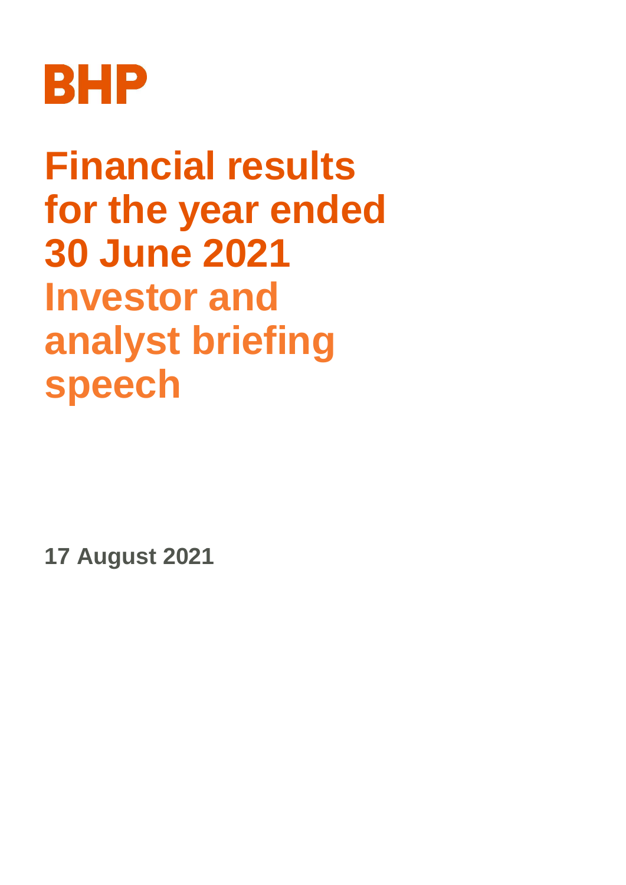BHP

# Financial results for the year ended 30 June 2021

## Investor and analyst briefing speech

**17 August 2021**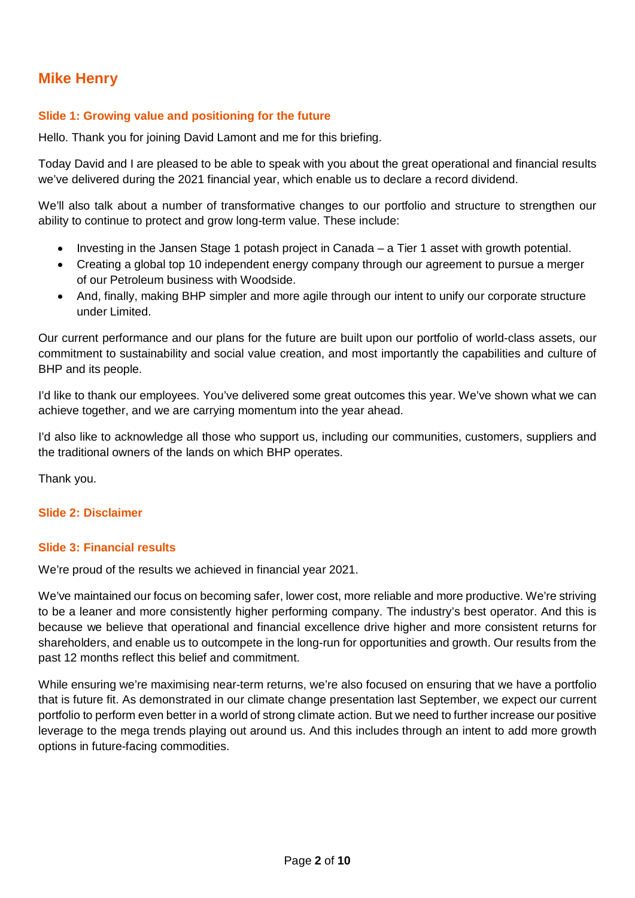## Mike Henry

### Slide 1: Growing value and positioning for the future

Hello. Thank you for joining David Lamont and me for this briefing.

Today David and I are pleased to be able to speak with you about the great operational and financial results we've delivered during the 2021 financial year, which enable us to declare a record dividend.

We'll also talk about a number of transformative changes to our portfolio and structure to strengthen our ability to continue to protect and grow long-term value. These include:

- Investing in the Jansen Stage 1 potash project in Canada – a Tier 1 asset with growth potential.
- Creating a global top 10 independent energy company through our agreement to pursue a merger of our Petroleum business with Woodside.
- And, finally, making BHP simpler and more agile through our intent to unify our corporate structure under Limited.

Our current performance and our plans for the future are built upon our portfolio of world-class assets, our commitment to sustainability and social value creation, and most importantly the capabilities and culture of BHP and its people.

I'd like to thank our employees. You've delivered some great outcomes this year. We've shown what we can achieve together, and we are carrying momentum into the year ahead.

I'd also like to acknowledge all those who support us, including our communities, customers, suppliers and the traditional owners of the lands on which BHP operates.

Thank you.

### Slide 2: Disclaimer

### Slide 3: Financial results

We're proud of the results we achieved in financial year 2021.

We've maintained our focus on becoming safer, lower cost, more reliable and more productive. We're striving to be a leaner and more consistently higher performing company. The industry's best operator. And this is because we believe that operational and financial excellence drive higher and more consistent returns for shareholders, and enable us to outcompete in the long-run for opportunities and growth. Our results from the past 12 months reflect this belief and commitment.

While ensuring we're maximising near-term returns, we're also focused on ensuring that we have a portfolio that is future fit. As demonstrated in our climate change presentation last September, we expect our current portfolio to perform even better in a world of strong climate action. But we need to further increase our positive leverage to the mega trends playing out around us. And this includes through an intent to add more growth options in future-facing commodities.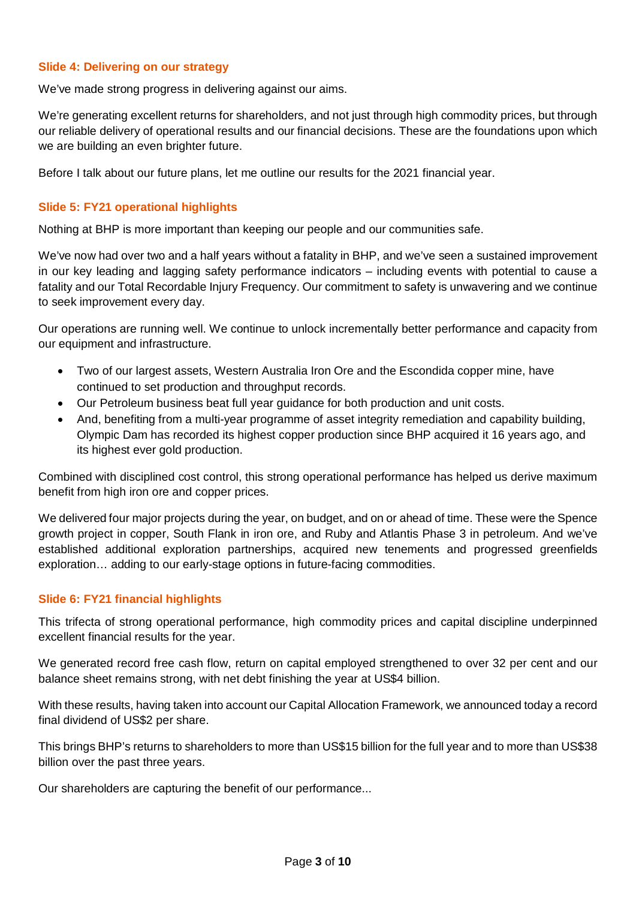### Slide 4: Delivering on our strategy

We've made strong progress in delivering against our aims.

We're generating excellent returns for shareholders, and not just through high commodity prices, but through our reliable delivery of operational results and our financial decisions. These are the foundations upon which we are building an even brighter future.

Before I talk about our future plans, let me outline our results for the 2021 financial year.

### Slide 5: FY21 operational highlights

Nothing at BHP is more important than keeping our people and our communities safe.

We've now had over two and a half years without a fatality in BHP, and we've seen a sustained improvement in our key leading and lagging safety performance indicators – including events with potential to cause a fatality and our Total Recordable Injury Frequency. Our commitment to safety is unwavering and we continue to seek improvement every day.

Our operations are running well. We continue to unlock incrementally better performance and capacity from our equipment and infrastructure.

- Two of our largest assets, Western Australia Iron Ore and the Escondida copper mine, have continued to set production and throughput records.
- Our Petroleum business beat full year guidance for both production and unit costs.
- And, benefiting from a multi-year programme of asset integrity remediation and capability building, Olympic Dam has recorded its highest copper production since BHP acquired it 16 years ago, and its highest ever gold production.

Combined with disciplined cost control, this strong operational performance has helped us derive maximum benefit from high iron ore and copper prices.

We delivered four major projects during the year, on budget, and on or ahead of time. These were the Spence growth project in copper, South Flank in iron ore, and Ruby and Atlantis Phase 3 in petroleum. And we've established additional exploration partnerships, acquired new tenements and progressed greenfields exploration… adding to our early-stage options in future-facing commodities.

### Slide 6: FY21 financial highlights

This trifecta of strong operational performance, high commodity prices and capital discipline underpinned excellent financial results for the year.

We generated record free cash flow, return on capital employed strengthened to over 32 per cent and our balance sheet remains strong, with net debt finishing the year at US$4 billion.

With these results, having taken into account our Capital Allocation Framework, we announced today a record final dividend of US$2 per share.

This brings BHP's returns to shareholders to more than US$15 billion for the full year and to more than US$38 billion over the past three years.

Our shareholders are capturing the benefit of our performance...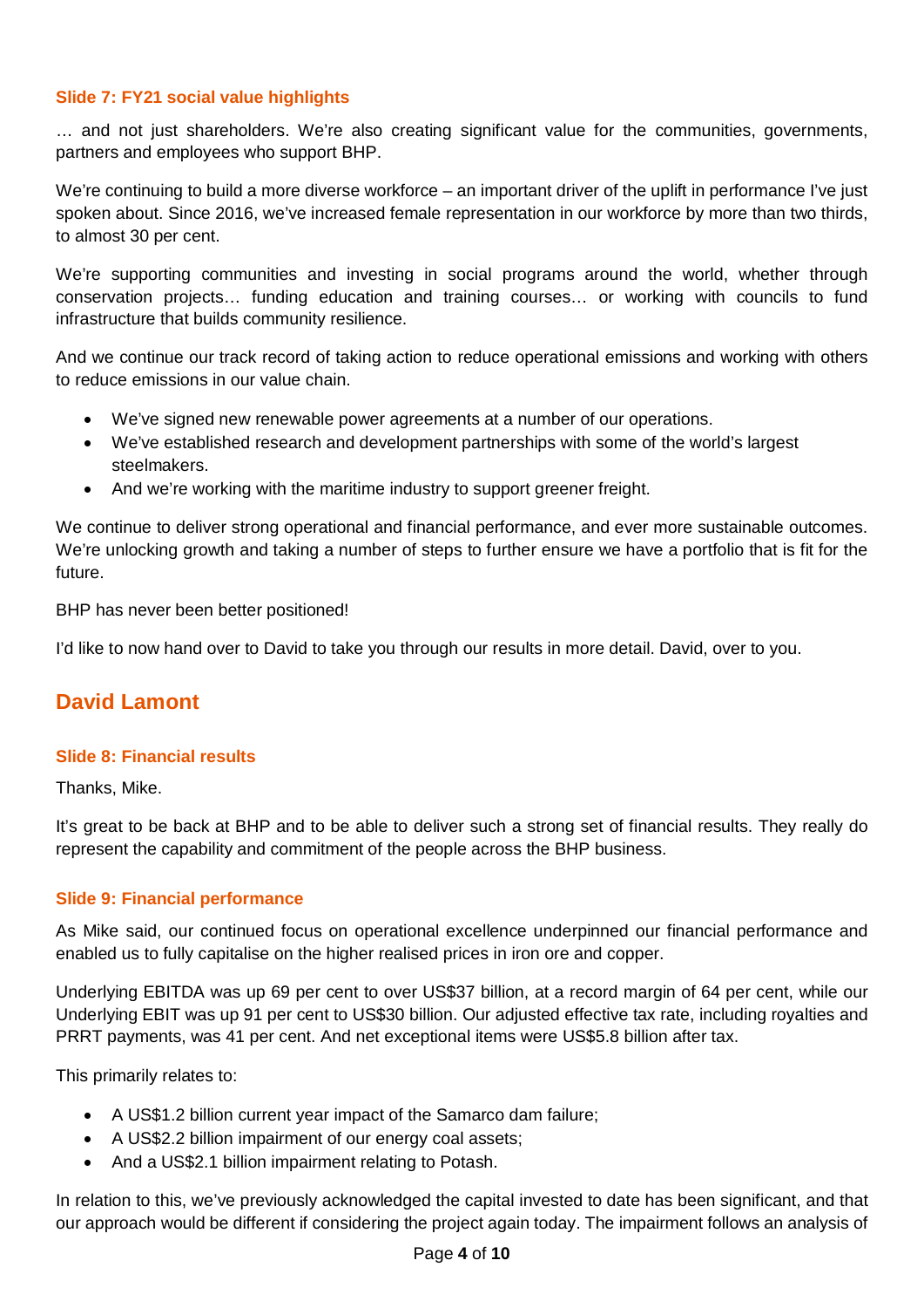### Slide 7: FY21 social value highlights

… and not just shareholders. We're also creating significant value for the communities, governments, partners and employees who support BHP.

We're continuing to build a more diverse workforce – an important driver of the uplift in performance I've just spoken about. Since 2016, we've increased female representation in our workforce by more than two thirds, to almost 30 per cent.

We're supporting communities and investing in social programs around the world, whether through conservation projects… funding education and training courses… or working with councils to fund infrastructure that builds community resilience.

And we continue our track record of taking action to reduce operational emissions and working with others to reduce emissions in our value chain.

- We've signed new renewable power agreements at a number of our operations.
- We've established research and development partnerships with some of the world's largest steelmakers.
- And we're working with the maritime industry to support greener freight.

We continue to deliver strong operational and financial performance, and ever more sustainable outcomes. We're unlocking growth and taking a number of steps to further ensure we have a portfolio that is fit for the future.

BHP has never been better positioned!

I'd like to now hand over to David to take you through our results in more detail. David, over to you.

## David Lamont

### Slide 8: Financial results

Thanks, Mike.

It's great to be back at BHP and to be able to deliver such a strong set of financial results. They really do represent the capability and commitment of the people across the BHP business.

### Slide 9: Financial performance

As Mike said, our continued focus on operational excellence underpinned our financial performance and enabled us to fully capitalise on the higher realised prices in iron ore and copper.

Underlying EBITDA was up 69 per cent to over US$37 billion, at a record margin of 64 per cent, while our Underlying EBIT was up 91 per cent to US$30 billion. Our adjusted effective tax rate, including royalties and PRRT payments, was 41 per cent. And net exceptional items were US$5.8 billion after tax.

This primarily relates to:

- A US$1.2 billion current year impact of the Samarco dam failure;
- A US$2.2 billion impairment of our energy coal assets;
- And a US$2.1 billion impairment relating to Potash.

In relation to this, we've previously acknowledged the capital invested to date has been significant, and that our approach would be different if considering the project again today. The impairment follows an analysis of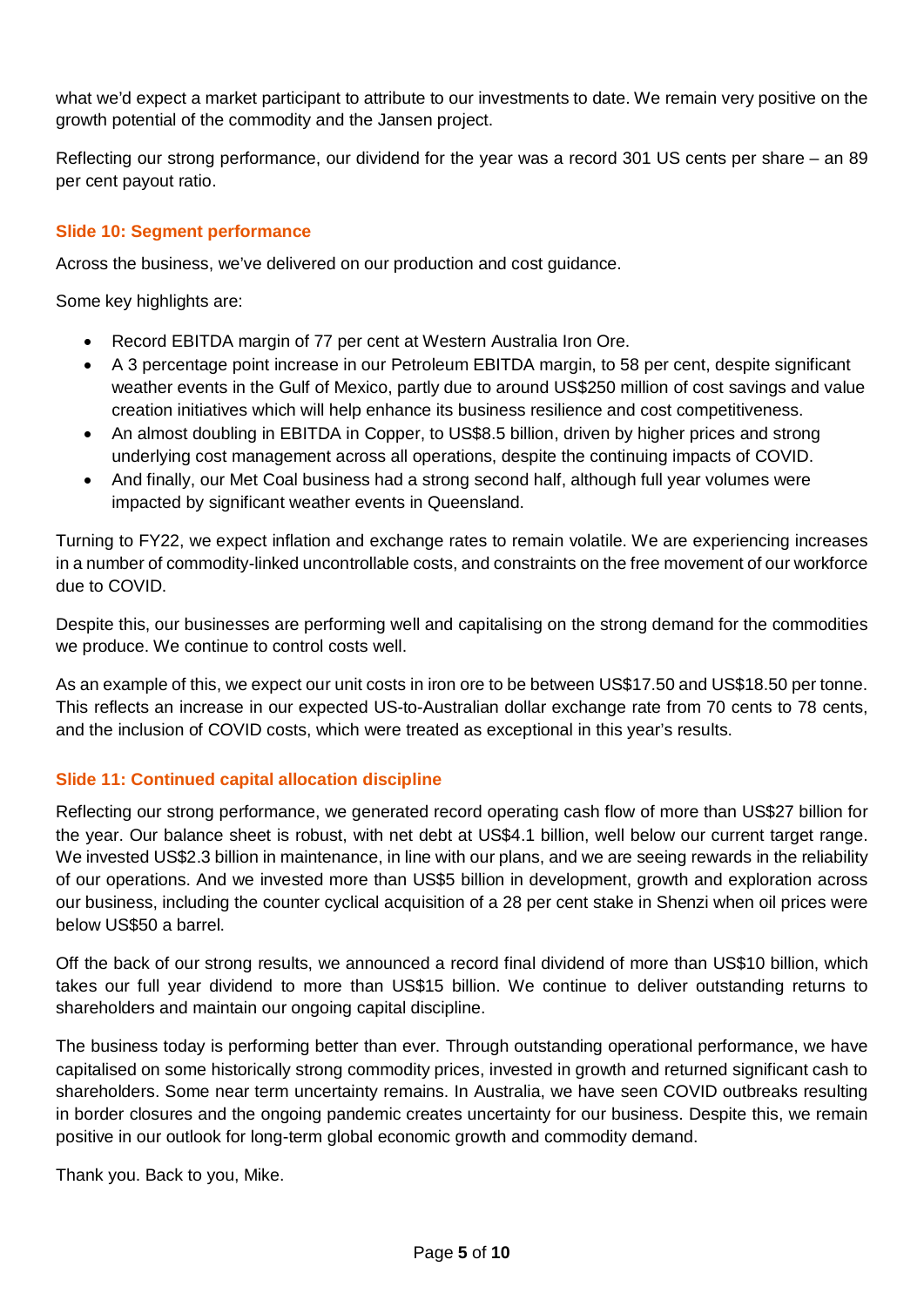what we'd expect a market participant to attribute to our investments to date. We remain very positive on the growth potential of the commodity and the Jansen project.

Reflecting our strong performance, our dividend for the year was a record 301 US cents per share – an 89 per cent payout ratio.

### Slide 10: Segment performance

Across the business, we've delivered on our production and cost guidance.

Some key highlights are:

- Record EBITDA margin of 77 per cent at Western Australia Iron Ore.
- A 3 percentage point increase in our Petroleum EBITDA margin, to 58 per cent, despite significant weather events in the Gulf of Mexico, partly due to around US$250 million of cost savings and value creation initiatives which will help enhance its business resilience and cost competitiveness.
- An almost doubling in EBITDA in Copper, to US$8.5 billion, driven by higher prices and strong underlying cost management across all operations, despite the continuing impacts of COVID.
- And finally, our Met Coal business had a strong second half, although full year volumes were impacted by significant weather events in Queensland.

Turning to FY22, we expect inflation and exchange rates to remain volatile. We are experiencing increases in a number of commodity-linked uncontrollable costs, and constraints on the free movement of our workforce due to COVID.

Despite this, our businesses are performing well and capitalising on the strong demand for the commodities we produce. We continue to control costs well.

As an example of this, we expect our unit costs in iron ore to be between US$17.50 and US$18.50 per tonne. This reflects an increase in our expected US-to-Australian dollar exchange rate from 70 cents to 78 cents, and the inclusion of COVID costs, which were treated as exceptional in this year's results.

### Slide 11: Continued capital allocation discipline

Reflecting our strong performance, we generated record operating cash flow of more than US$27 billion for the year. Our balance sheet is robust, with net debt at US$4.1 billion, well below our current target range. We invested US$2.3 billion in maintenance, in line with our plans, and we are seeing rewards in the reliability of our operations. And we invested more than US$5 billion in development, growth and exploration across our business, including the counter cyclical acquisition of a 28 per cent stake in Shenzi when oil prices were below US$50 a barrel.

Off the back of our strong results, we announced a record final dividend of more than US$10 billion, which takes our full year dividend to more than US$15 billion. We continue to deliver outstanding returns to shareholders and maintain our ongoing capital discipline.

The business today is performing better than ever. Through outstanding operational performance, we have capitalised on some historically strong commodity prices, invested in growth and returned significant cash to shareholders. Some near term uncertainty remains. In Australia, we have seen COVID outbreaks resulting in border closures and the ongoing pandemic creates uncertainty for our business. Despite this, we remain positive in our outlook for long-term global economic growth and commodity demand.

Thank you. Back to you, Mike.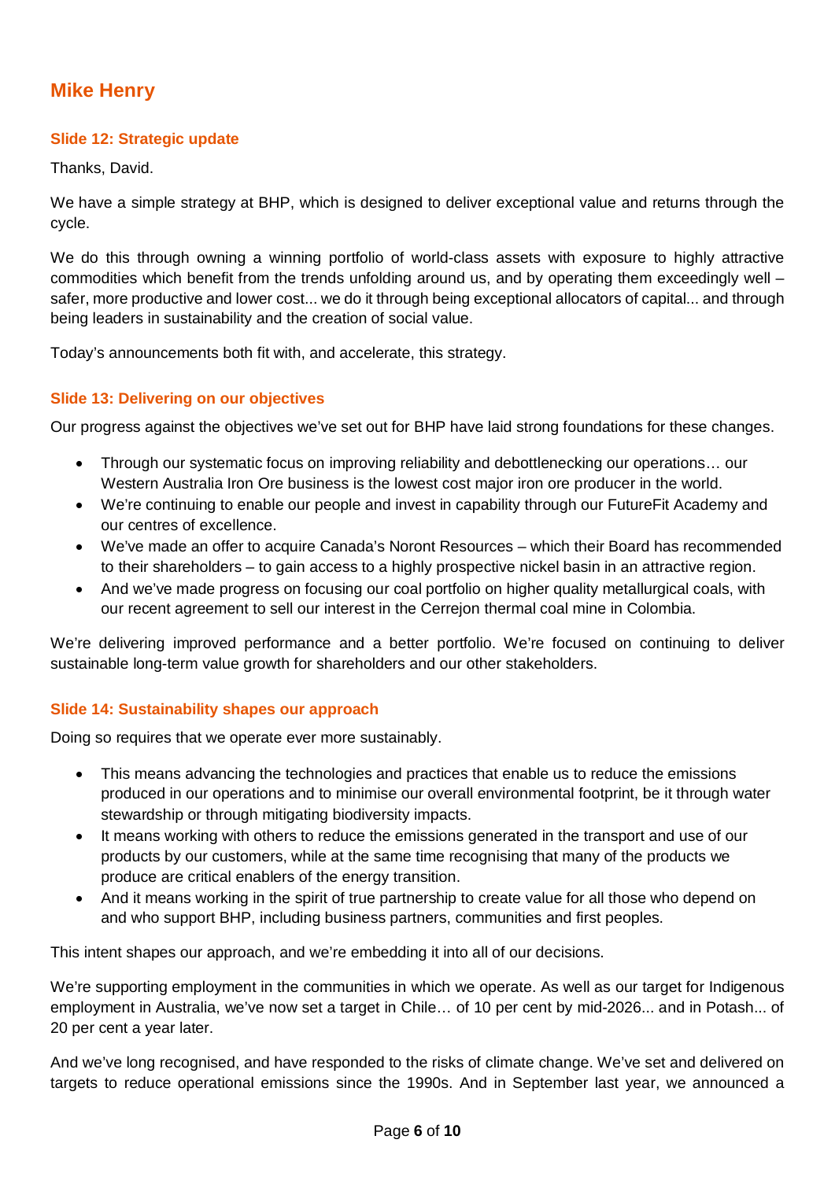## Mike Henry

### Slide 12: Strategic update

Thanks, David.

We have a simple strategy at BHP, which is designed to deliver exceptional value and returns through the cycle.

We do this through owning a winning portfolio of world-class assets with exposure to highly attractive commodities which benefit from the trends unfolding around us, and by operating them exceedingly well – safer, more productive and lower cost... we do it through being exceptional allocators of capital... and through being leaders in sustainability and the creation of social value.

Today's announcements both fit with, and accelerate, this strategy.

### Slide 13: Delivering on our objectives

Our progress against the objectives we've set out for BHP have laid strong foundations for these changes.

- Through our systematic focus on improving reliability and debottlenecking our operations… our Western Australia Iron Ore business is the lowest cost major iron ore producer in the world.
- We're continuing to enable our people and invest in capability through our FutureFit Academy and our centres of excellence.
- We've made an offer to acquire Canada's Noront Resources – which their Board has recommended to their shareholders – to gain access to a highly prospective nickel basin in an attractive region.
- And we've made progress on focusing our coal portfolio on higher quality metallurgical coals, with our recent agreement to sell our interest in the Cerrejon thermal coal mine in Colombia.

We're delivering improved performance and a better portfolio. We're focused on continuing to deliver sustainable long-term value growth for shareholders and our other stakeholders.

### Slide 14: Sustainability shapes our approach

Doing so requires that we operate ever more sustainably.

- This means advancing the technologies and practices that enable us to reduce the emissions produced in our operations and to minimise our overall environmental footprint, be it through water stewardship or through mitigating biodiversity impacts.
- It means working with others to reduce the emissions generated in the transport and use of our products by our customers, while at the same time recognising that many of the products we produce are critical enablers of the energy transition.
- And it means working in the spirit of true partnership to create value for all those who depend on and who support BHP, including business partners, communities and first peoples.

This intent shapes our approach, and we're embedding it into all of our decisions.

We're supporting employment in the communities in which we operate. As well as our target for Indigenous employment in Australia, we've now set a target in Chile… of 10 per cent by mid-2026... and in Potash... of 20 per cent a year later.

And we've long recognised, and have responded to the risks of climate change. We've set and delivered on targets to reduce operational emissions since the 1990s. And in September last year, we announced a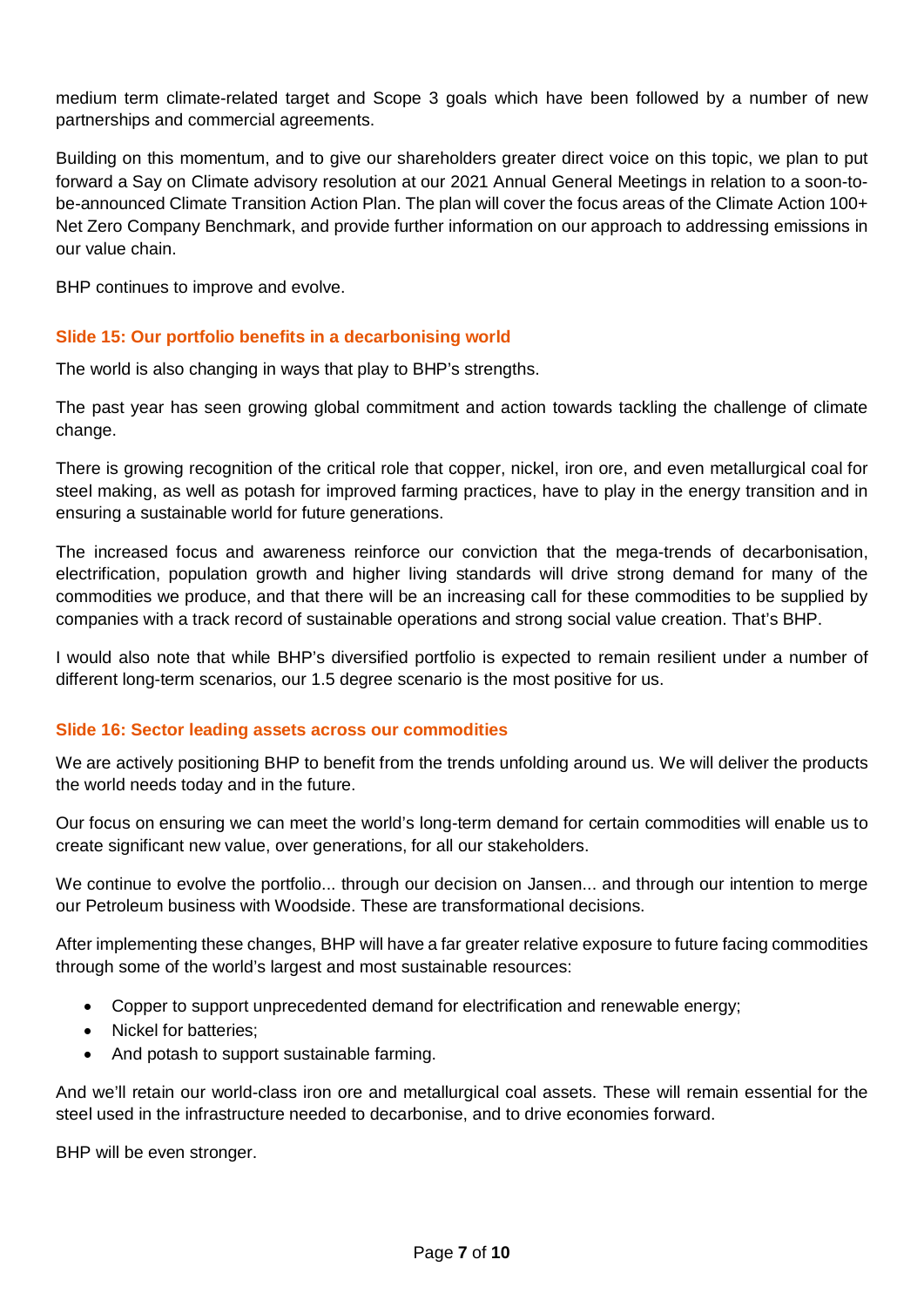medium term climate-related target and Scope 3 goals which have been followed by a number of new partnerships and commercial agreements.

Building on this momentum, and to give our shareholders greater direct voice on this topic, we plan to put forward a Say on Climate advisory resolution at our 2021 Annual General Meetings in relation to a soon-to-be-announced Climate Transition Action Plan. The plan will cover the focus areas of the Climate Action 100+ Net Zero Company Benchmark, and provide further information on our approach to addressing emissions in our value chain.

BHP continues to improve and evolve.

### Slide 15: Our portfolio benefits in a decarbonising world

The world is also changing in ways that play to BHP's strengths.

The past year has seen growing global commitment and action towards tackling the challenge of climate change.

There is growing recognition of the critical role that copper, nickel, iron ore, and even metallurgical coal for steel making, as well as potash for improved farming practices, have to play in the energy transition and in ensuring a sustainable world for future generations.

The increased focus and awareness reinforce our conviction that the mega-trends of decarbonisation, electrification, population growth and higher living standards will drive strong demand for many of the commodities we produce, and that there will be an increasing call for these commodities to be supplied by companies with a track record of sustainable operations and strong social value creation. That's BHP.

I would also note that while BHP's diversified portfolio is expected to remain resilient under a number of different long-term scenarios, our 1.5 degree scenario is the most positive for us.

### Slide 16: Sector leading assets across our commodities

We are actively positioning BHP to benefit from the trends unfolding around us. We will deliver the products the world needs today and in the future.

Our focus on ensuring we can meet the world's long-term demand for certain commodities will enable us to create significant new value, over generations, for all our stakeholders.

We continue to evolve the portfolio... through our decision on Jansen... and through our intention to merge our Petroleum business with Woodside. These are transformational decisions.

After implementing these changes, BHP will have a far greater relative exposure to future facing commodities through some of the world's largest and most sustainable resources:

- Copper to support unprecedented demand for electrification and renewable energy;
- Nickel for batteries;
- And potash to support sustainable farming.

And we'll retain our world-class iron ore and metallurgical coal assets. These will remain essential for the steel used in the infrastructure needed to decarbonise, and to drive economies forward.

BHP will be even stronger.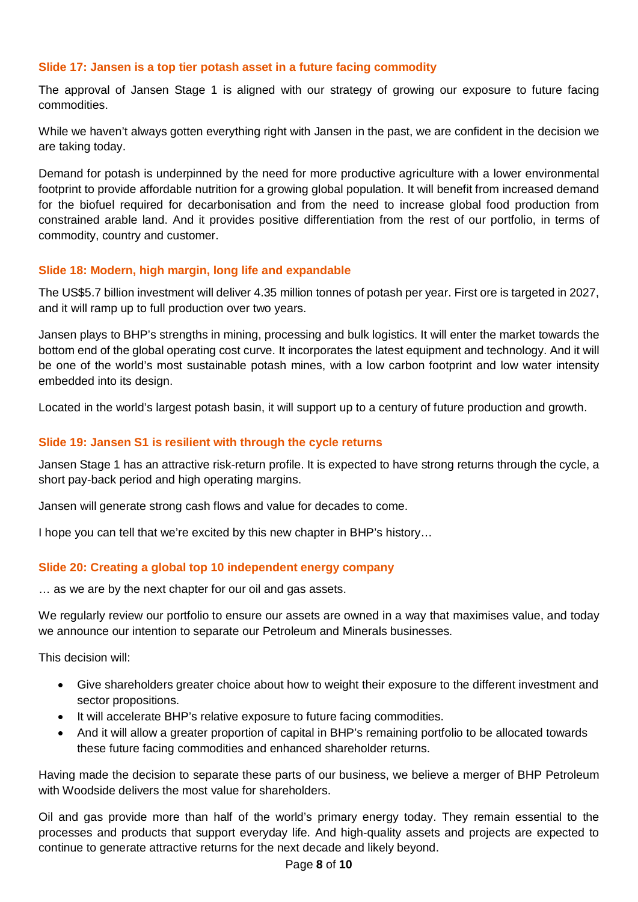### Slide 17: Jansen is a top tier potash asset in a future facing commodity

The approval of Jansen Stage 1 is aligned with our strategy of growing our exposure to future facing commodities.

While we haven't always gotten everything right with Jansen in the past, we are confident in the decision we are taking today.

Demand for potash is underpinned by the need for more productive agriculture with a lower environmental footprint to provide affordable nutrition for a growing global population. It will benefit from increased demand for the biofuel required for decarbonisation and from the need to increase global food production from constrained arable land. And it provides positive differentiation from the rest of our portfolio, in terms of commodity, country and customer.

### Slide 18: Modern, high margin, long life and expandable

The US$5.7 billion investment will deliver 4.35 million tonnes of potash per year. First ore is targeted in 2027, and it will ramp up to full production over two years.

Jansen plays to BHP's strengths in mining, processing and bulk logistics. It will enter the market towards the bottom end of the global operating cost curve. It incorporates the latest equipment and technology. And it will be one of the world's most sustainable potash mines, with a low carbon footprint and low water intensity embedded into its design.

Located in the world's largest potash basin, it will support up to a century of future production and growth.

### Slide 19: Jansen S1 is resilient with through the cycle returns

Jansen Stage 1 has an attractive risk-return profile. It is expected to have strong returns through the cycle, a short pay-back period and high operating margins.

Jansen will generate strong cash flows and value for decades to come.

I hope you can tell that we're excited by this new chapter in BHP's history…

### Slide 20: Creating a global top 10 independent energy company

… as we are by the next chapter for our oil and gas assets.

We regularly review our portfolio to ensure our assets are owned in a way that maximises value, and today we announce our intention to separate our Petroleum and Minerals businesses.

This decision will:

- Give shareholders greater choice about how to weight their exposure to the different investment and sector propositions.
- It will accelerate BHP's relative exposure to future facing commodities.
- And it will allow a greater proportion of capital in BHP's remaining portfolio to be allocated towards these future facing commodities and enhanced shareholder returns.

Having made the decision to separate these parts of our business, we believe a merger of BHP Petroleum with Woodside delivers the most value for shareholders.

Oil and gas provide more than half of the world's primary energy today. They remain essential to the processes and products that support everyday life. And high-quality assets and projects are expected to continue to generate attractive returns for the next decade and likely beyond.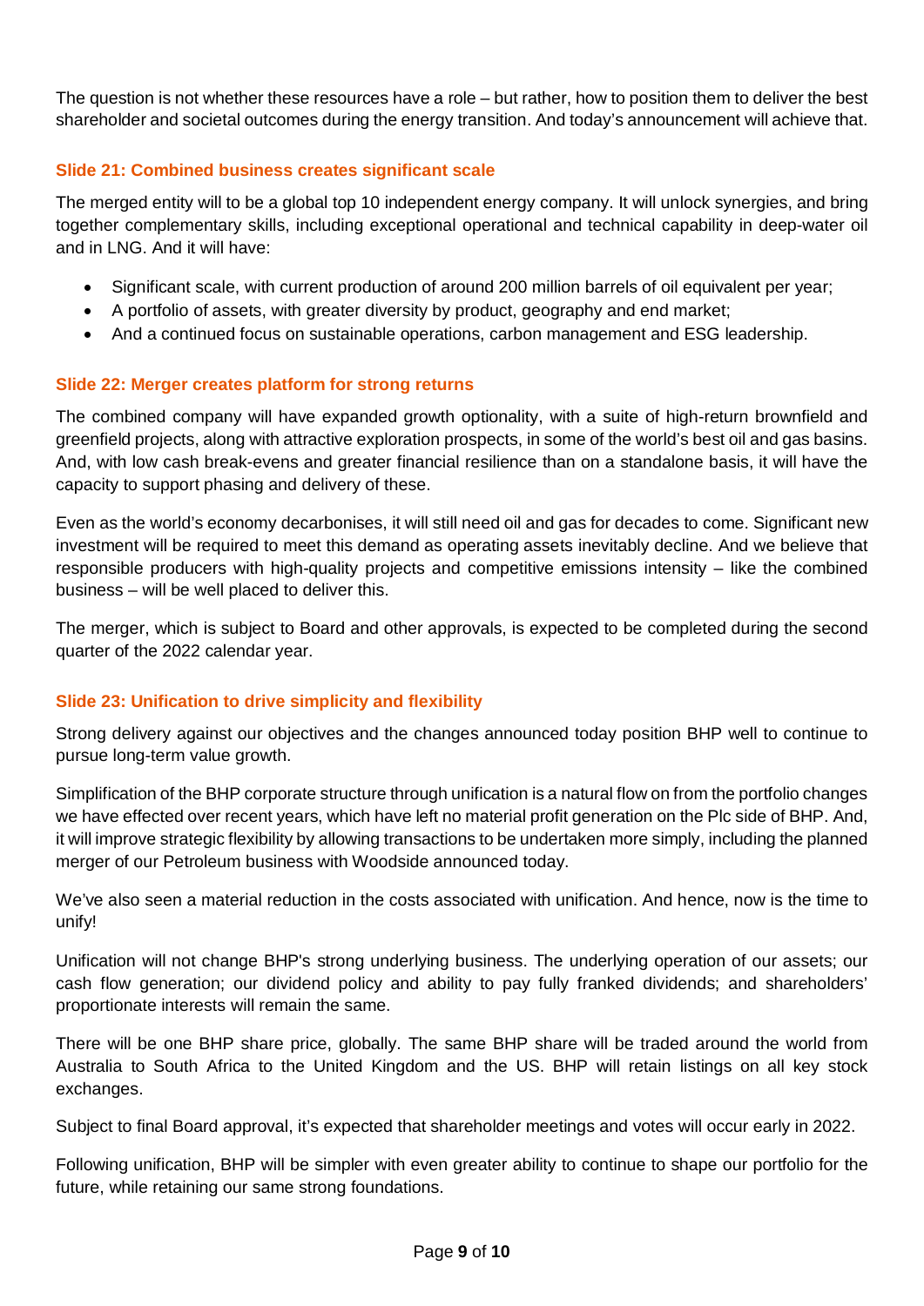The question is not whether these resources have a role – but rather, how to position them to deliver the best shareholder and societal outcomes during the energy transition. And today's announcement will achieve that.

### Slide 21: Combined business creates significant scale

The merged entity will to be a global top 10 independent energy company. It will unlock synergies, and bring together complementary skills, including exceptional operational and technical capability in deep-water oil and in LNG. And it will have:

- Significant scale, with current production of around 200 million barrels of oil equivalent per year;
- A portfolio of assets, with greater diversity by product, geography and end market;
- And a continued focus on sustainable operations, carbon management and ESG leadership.

### Slide 22: Merger creates platform for strong returns

The combined company will have expanded growth optionality, with a suite of high-return brownfield and greenfield projects, along with attractive exploration prospects, in some of the world's best oil and gas basins. And, with low cash break-evens and greater financial resilience than on a standalone basis, it will have the capacity to support phasing and delivery of these.

Even as the world's economy decarbonises, it will still need oil and gas for decades to come. Significant new investment will be required to meet this demand as operating assets inevitably decline. And we believe that responsible producers with high-quality projects and competitive emissions intensity – like the combined business – will be well placed to deliver this.

The merger, which is subject to Board and other approvals, is expected to be completed during the second quarter of the 2022 calendar year.

### Slide 23: Unification to drive simplicity and flexibility

Strong delivery against our objectives and the changes announced today position BHP well to continue to pursue long-term value growth.

Simplification of the BHP corporate structure through unification is a natural flow on from the portfolio changes we have effected over recent years, which have left no material profit generation on the Plc side of BHP. And, it will improve strategic flexibility by allowing transactions to be undertaken more simply, including the planned merger of our Petroleum business with Woodside announced today.

We've also seen a material reduction in the costs associated with unification. And hence, now is the time to unify!

Unification will not change BHP's strong underlying business. The underlying operation of our assets; our cash flow generation; our dividend policy and ability to pay fully franked dividends; and shareholders' proportionate interests will remain the same.

There will be one BHP share price, globally. The same BHP share will be traded around the world from Australia to South Africa to the United Kingdom and the US. BHP will retain listings on all key stock exchanges.

Subject to final Board approval, it's expected that shareholder meetings and votes will occur early in 2022.

Following unification, BHP will be simpler with even greater ability to continue to shape our portfolio for the future, while retaining our same strong foundations.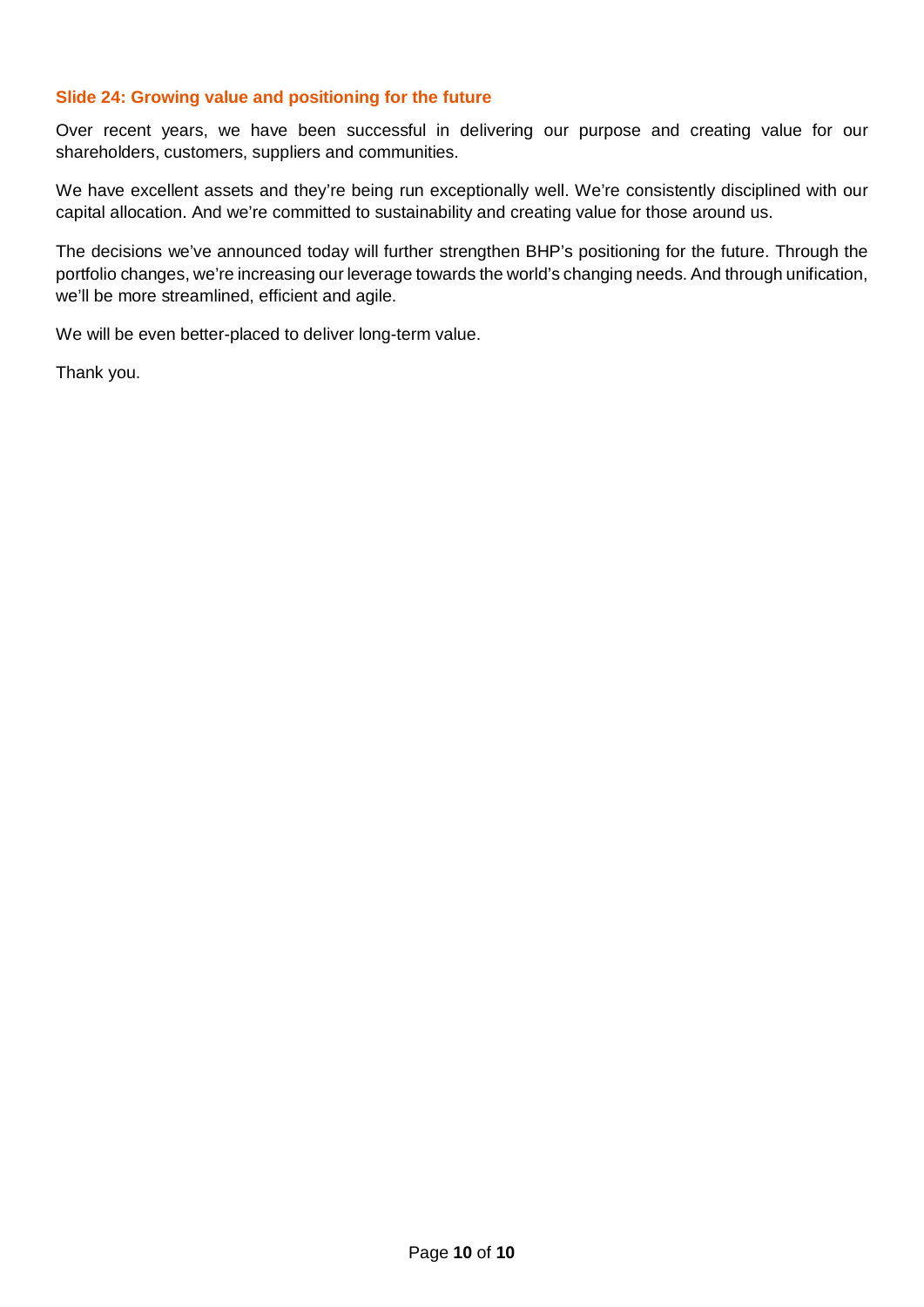### Slide 24: Growing value and positioning for the future

Over recent years, we have been successful in delivering our purpose and creating value for our shareholders, customers, suppliers and communities.

We have excellent assets and they're being run exceptionally well. We're consistently disciplined with our capital allocation. And we're committed to sustainability and creating value for those around us.

The decisions we've announced today will further strengthen BHP's positioning for the future. Through the portfolio changes, we're increasing our leverage towards the world's changing needs. And through unification, we'll be more streamlined, efficient and agile.

We will be even better-placed to deliver long-term value.

Thank you.